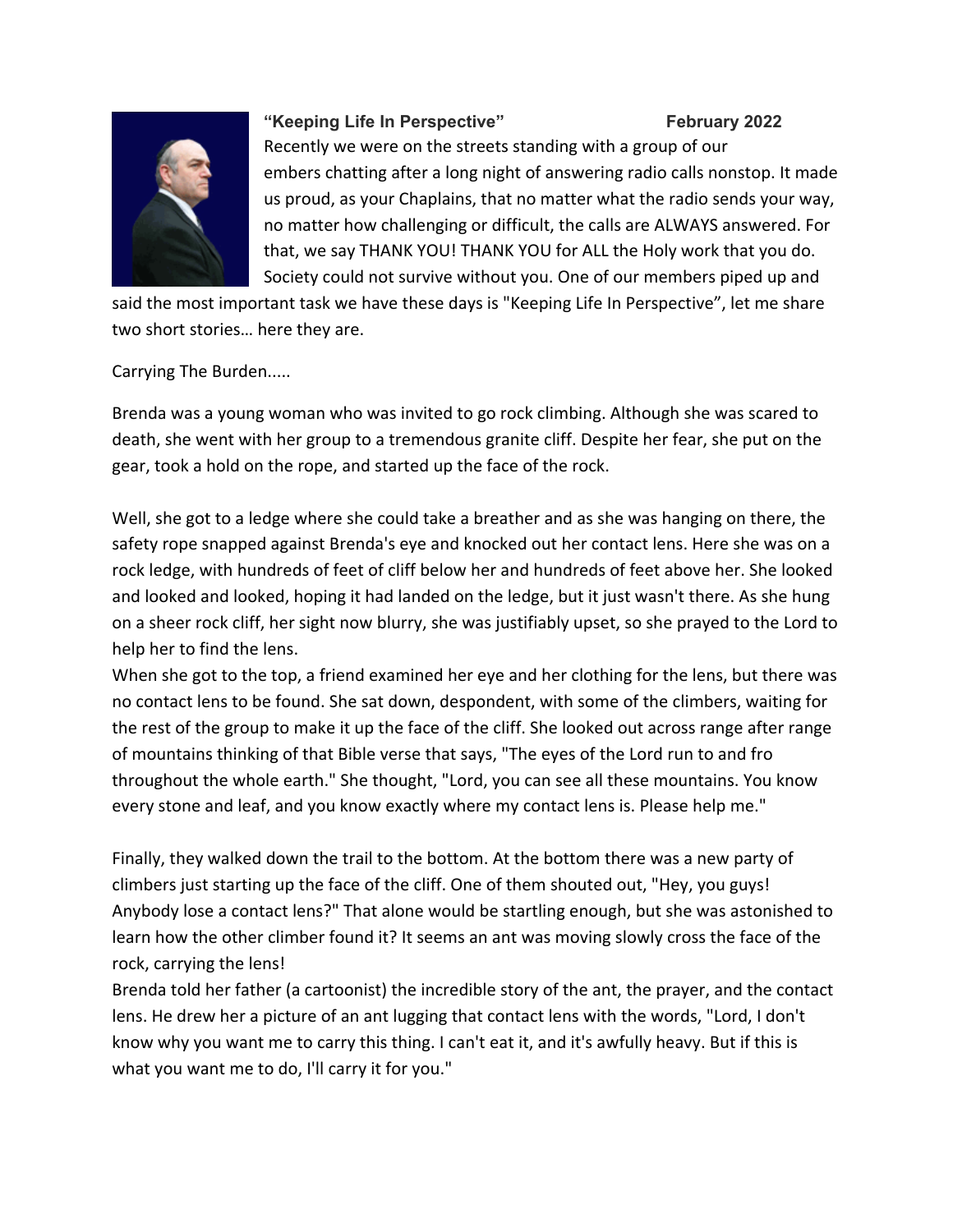**"Keeping Life In Perspective"** **February 2022**

Recently we were on the streets standing with a group of our embers chatting after a long night of answering radio calls nonstop. It made us proud, as your Chaplains, that no matter what the radio sends your way, no matter how challenging or difficult, the calls are ALWAYS answered. For that, we say THANK YOU! THANK YOU for ALL the Holy work that you do. Society could not survive without you. One of our members piped up and said the most important task we have these days is "Keeping Life In Perspective", let me share two short stories… here they are.

Carrying The Burden.....

Brenda was a young woman who was invited to go rock climbing. Although she was scared to death, she went with her group to a tremendous granite cliff. Despite her fear, she put on the gear, took a hold on the rope, and started up the face of the rock.

Well, she got to a ledge where she could take a breather and as she was hanging on there, the safety rope snapped against Brenda's eye and knocked out her contact lens. Here she was on a rock ledge, with hundreds of feet of cliff below her and hundreds of feet above her. She looked and looked and looked, hoping it had landed on the ledge, but it just wasn't there. As she hung on a sheer rock cliff, her sight now blurry, she was justifiably upset, so she prayed to the Lord to help her to find the lens.

When she got to the top, a friend examined her eye and her clothing for the lens, but there was no contact lens to be found. She sat down, despondent, with some of the climbers, waiting for the rest of the group to make it up the face of the cliff. She looked out across range after range of mountains thinking of that Bible verse that says, "The eyes of the Lord run to and fro throughout the whole earth." She thought, "Lord, you can see all these mountains. You know every stone and leaf, and you know exactly where my contact lens is. Please help me."

Finally, they walked down the trail to the bottom. At the bottom there was a new party of climbers just starting up the face of the cliff. One of them shouted out, "Hey, you guys! Anybody lose a contact lens?" That alone would be startling enough, but she was astonished to learn how the other climber found it? It seems an ant was moving slowly cross the face of the rock, carrying the lens!

Brenda told her father (a cartoonist) the incredible story of the ant, the prayer, and the contact lens. He drew her a picture of an ant lugging that contact lens with the words, "Lord, I don't know why you want me to carry this thing. I can't eat it, and it's awfully heavy. But if this is what you want me to do, I'll carry it for you."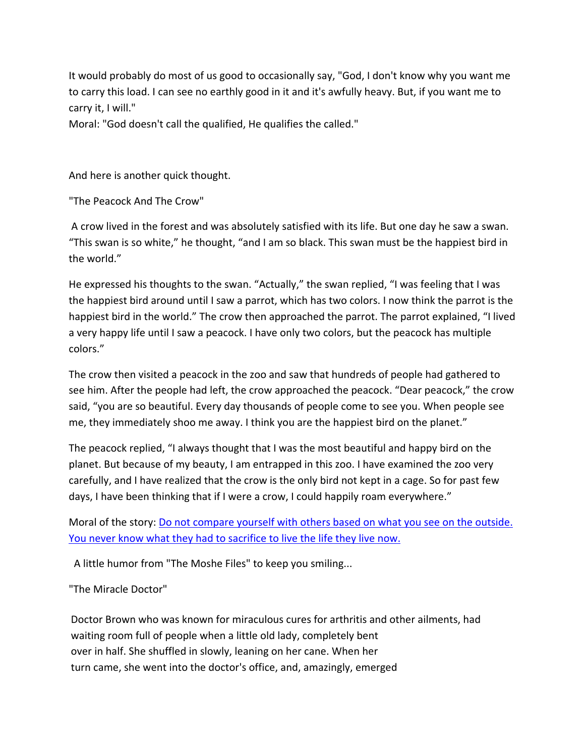It would probably do most of us good to occasionally say, "God, I don't know why you want me to carry this load. I can see no earthly good in it and it's awfully heavy. But, if you want me to carry it, I will."

Moral: "God doesn't call the qualified, He qualifies the called."

And here is another quick thought.

"The Peacock And The Crow"

A crow lived in the forest and was absolutely satisfied with its life. But one day he saw a swan. “This swan is so white,” he thought, “and I am so black. This swan must be the happiest bird in the world.”

He expressed his thoughts to the swan. “Actually,” the swan replied, “I was feeling that I was the happiest bird around until I saw a parrot, which has two colors. I now think the parrot is the happiest bird in the world.” The crow then approached the parrot. The parrot explained, “I lived a very happy life until I saw a peacock. I have only two colors, but the peacock has multiple colors.”

The crow then visited a peacock in the zoo and saw that hundreds of people had gathered to see him. After the people had left, the crow approached the peacock. “Dear peacock,” the crow said, “you are so beautiful. Every day thousands of people come to see you. When people see me, they immediately shoo me away. I think you are the happiest bird on the planet.”

The peacock replied, “I always thought that I was the most beautiful and happy bird on the planet. But because of my beauty, I am entrapped in this zoo. I have examined the zoo very carefully, and I have realized that the crow is the only bird not kept in a cage. So for past few days, I have been thinking that if I were a crow, I could happily roam everywhere.”

Moral of the story: Do not compare yourself with others based on what you see on the outside. You never know what they had to sacrifice to live the life they live now.

A little humor from "The Moshe Files" to keep you smiling...

"The Miracle Doctor"

Doctor Brown who was known for miraculous cures for arthritis and other ailments, had waiting room full of people when a little old lady, completely bent over in half. She shuffled in slowly, leaning on her cane. When her turn came, she went into the doctor's office, and, amazingly, emerged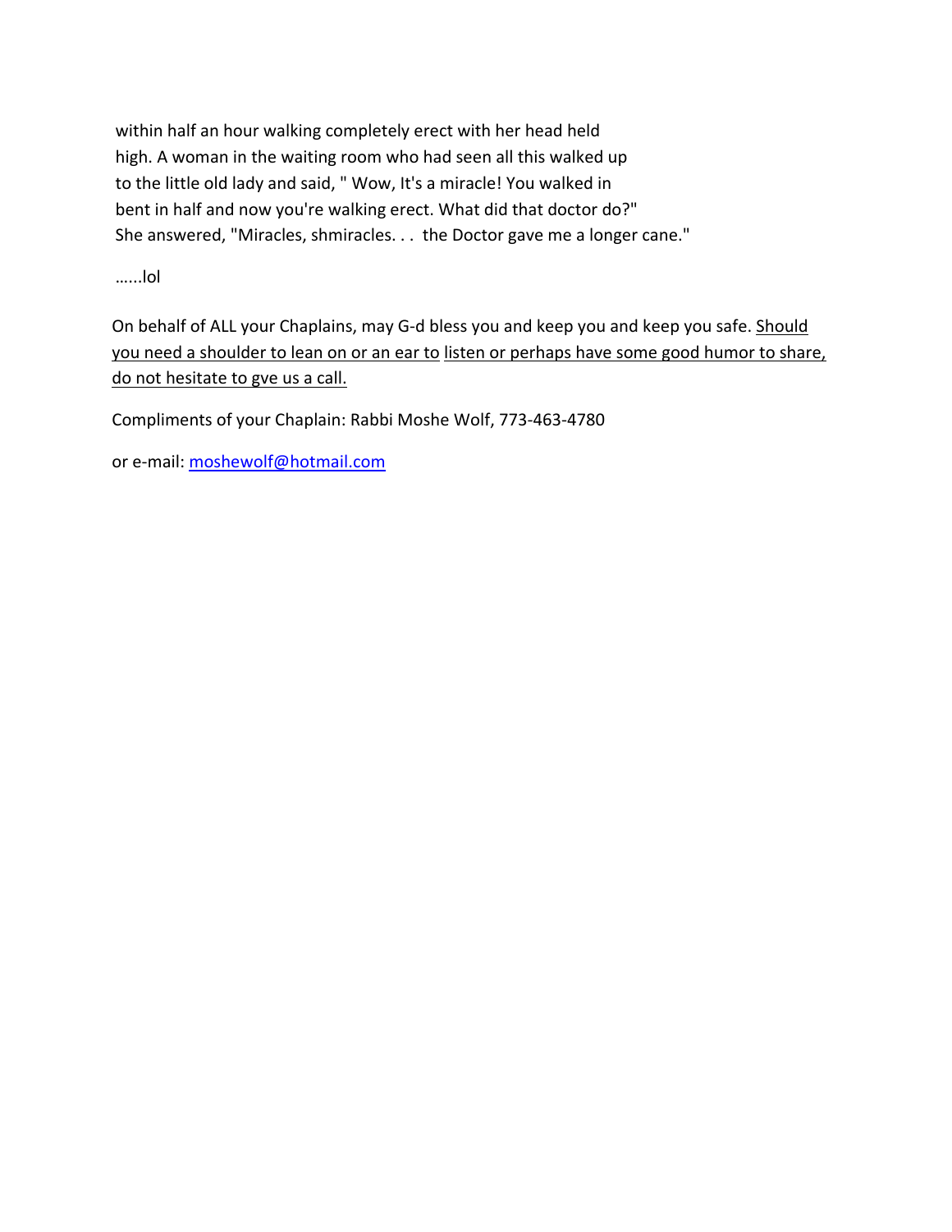within half an hour walking completely erect with her head held high. A woman in the waiting room who had seen all this walked up to the little old lady and said, " Wow, It's a miracle! You walked in bent in half and now you're walking erect. What did that doctor do?" She answered, "Miracles, shmiracles. . .  the Doctor gave me a longer cane."

…...lol

On behalf of ALL your Chaplains, may G-d bless you and keep you and keep you safe. Should you need a shoulder to lean on or an ear to listen or perhaps have some good humor to share, do not hesitate to gve us a call.

Compliments of your Chaplain: Rabbi Moshe Wolf, 773-463-4780

or e-mail: moshewolf@hotmail.com